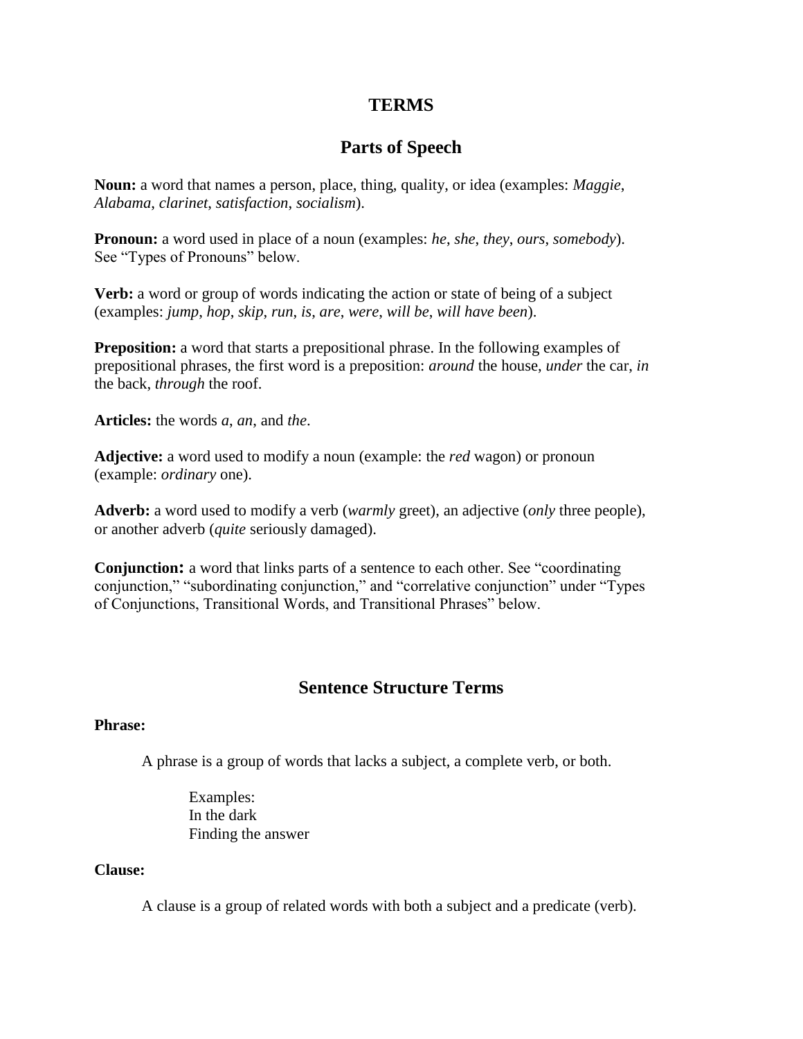# TERMS

## Parts of Speech

**Noun:** a word that names a person, place, thing, quality, or idea (examples: *Maggie*, *Alabama*, *clarinet*, *satisfaction*, *socialism*).

**Pronoun:** a word used in place of a noun (examples: *he*, *she*, *they*, *ours*, *somebody*). See "Types of Pronouns" below.

**Verb:** a word or group of words indicating the action or state of being of a subject (examples: *jump*, *hop*, *skip*, *run*, *is*, *are*, *were*, *will be*, *will have been*).

**Preposition:** a word that starts a prepositional phrase. In the following examples of prepositional phrases, the first word is a preposition: *around* the house, *under* the car, *in* the back, *through* the roof.

**Articles:** the words *a*, *an*, and *the*.

**Adjective:** a word used to modify a noun (example: the *red* wagon) or pronoun (example: *ordinary* one).

**Adverb:** a word used to modify a verb (*warmly* greet), an adjective (*only* three people), or another adverb (*quite* seriously damaged).

**Conjunction:** a word that links parts of a sentence to each other. See "coordinating conjunction," "subordinating conjunction," and "correlative conjunction" under "Types of Conjunctions, Transitional Words, and Transitional Phrases" below.

## Sentence Structure Terms

**Phrase:**

A phrase is a group of words that lacks a subject, a complete verb, or both.

Examples:
In the dark
Finding the answer

**Clause:**

A clause is a group of related words with both a subject and a predicate (verb).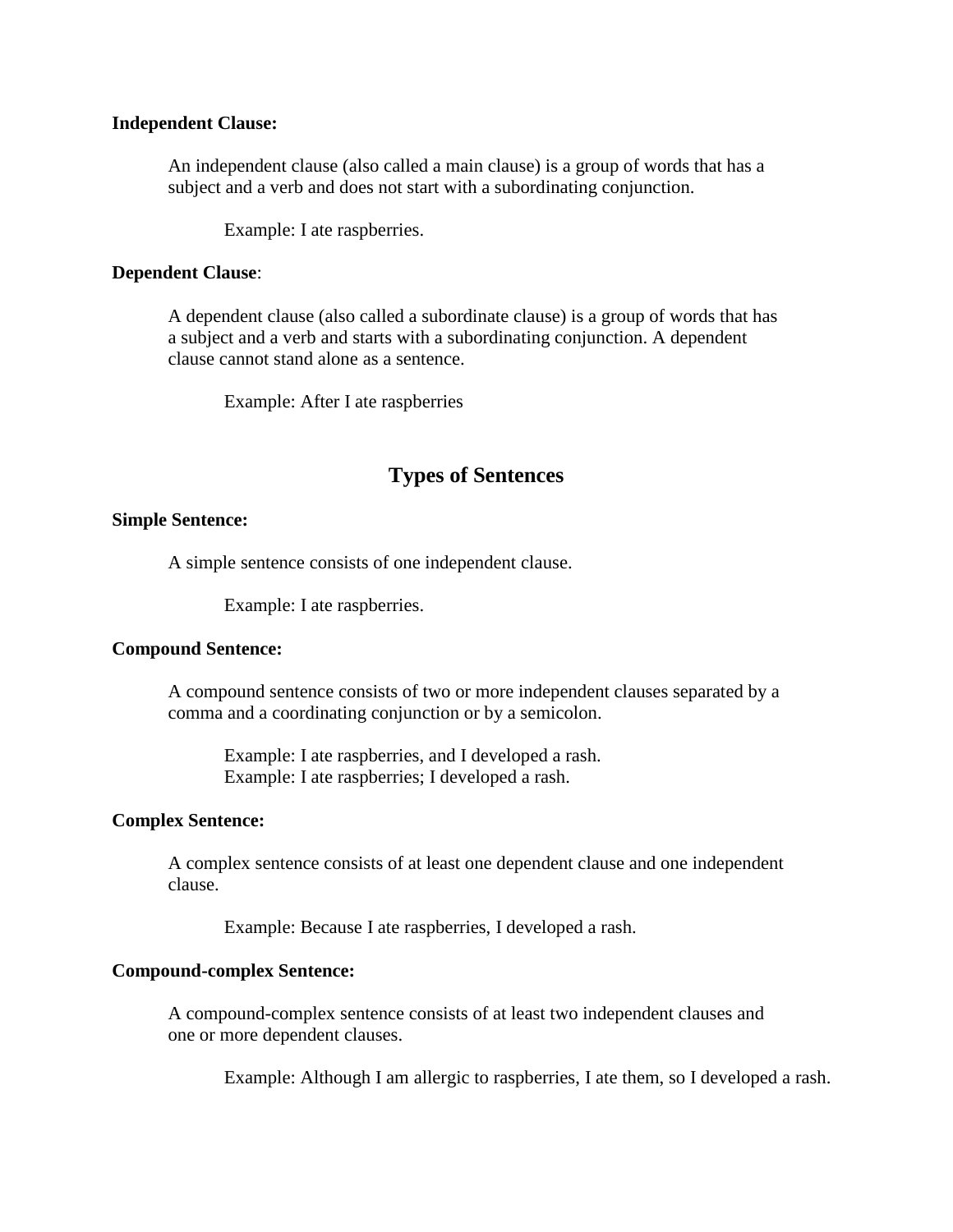**Independent Clause:**

An independent clause (also called a main clause) is a group of words that has a subject and a verb and does not start with a subordinating conjunction.

Example: I ate raspberries.

**Dependent Clause**:

A dependent clause (also called a subordinate clause) is a group of words that has a subject and a verb and starts with a subordinating conjunction. A dependent clause cannot stand alone as a sentence.

Example: After I ate raspberries

## Types of Sentences

**Simple Sentence:**

A simple sentence consists of one independent clause.

Example: I ate raspberries.

**Compound Sentence:**

A compound sentence consists of two or more independent clauses separated by a comma and a coordinating conjunction or by a semicolon.

Example: I ate raspberries, and I developed a rash.
Example: I ate raspberries; I developed a rash.

**Complex Sentence:**

A complex sentence consists of at least one dependent clause and one independent clause.

Example: Because I ate raspberries, I developed a rash.

**Compound-complex Sentence:**

A compound-complex sentence consists of at least two independent clauses and one or more dependent clauses.

Example: Although I am allergic to raspberries, I ate them, so I developed a rash.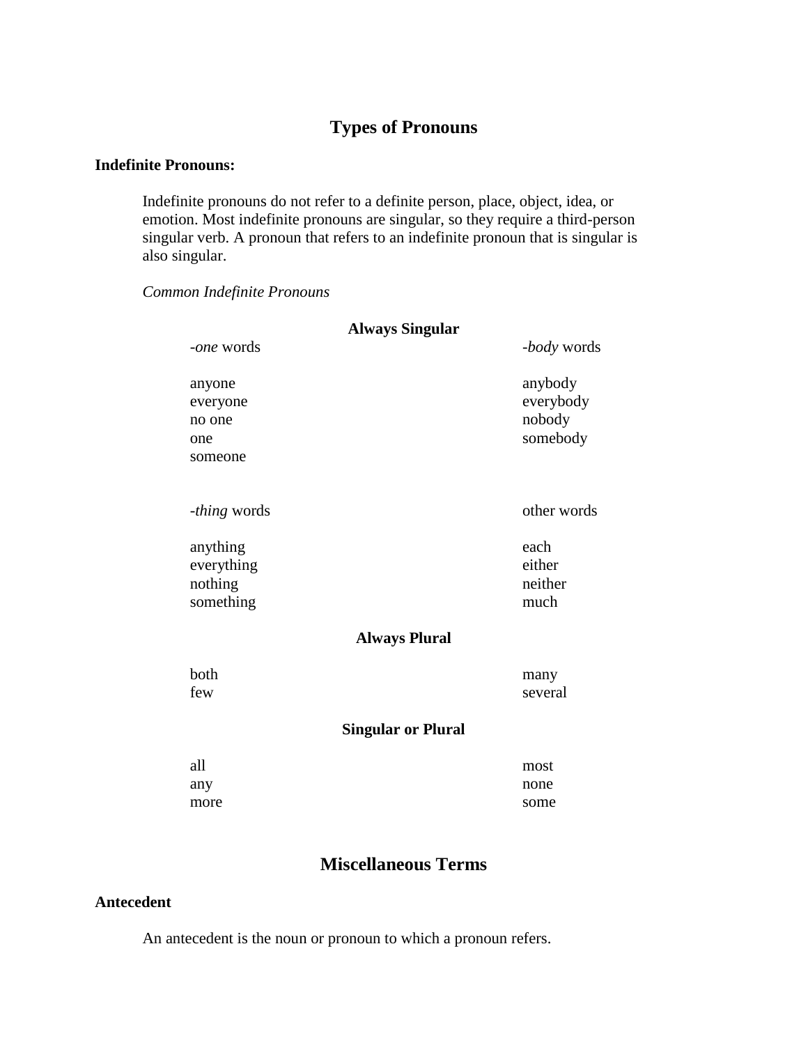# Types of Pronouns

**Indefinite Pronouns:**

Indefinite pronouns do not refer to a definite person, place, object, idea, or emotion. Most indefinite pronouns are singular, so they require a third-person singular verb. A pronoun that refers to an indefinite pronoun that is singular is also singular.

*Common Indefinite Pronouns*

**Always Singular**

| -*one* words | -*body* words |
|---|---|
| anyone | anybody |
| everyone | everybody |
| no one | nobody |
| one | somebody |
| someone | |

| -*thing* words | other words |
|---|---|
| anything | each |
| everything | either |
| nothing | neither |
| something | much |

**Always Plural**

| | |
|---|---|
| both | many |
| few | several |

**Singular or Plural**

| | |
|---|---|
| all | most |
| any | none |
| more | some |

# Miscellaneous Terms

**Antecedent**

An antecedent is the noun or pronoun to which a pronoun refers.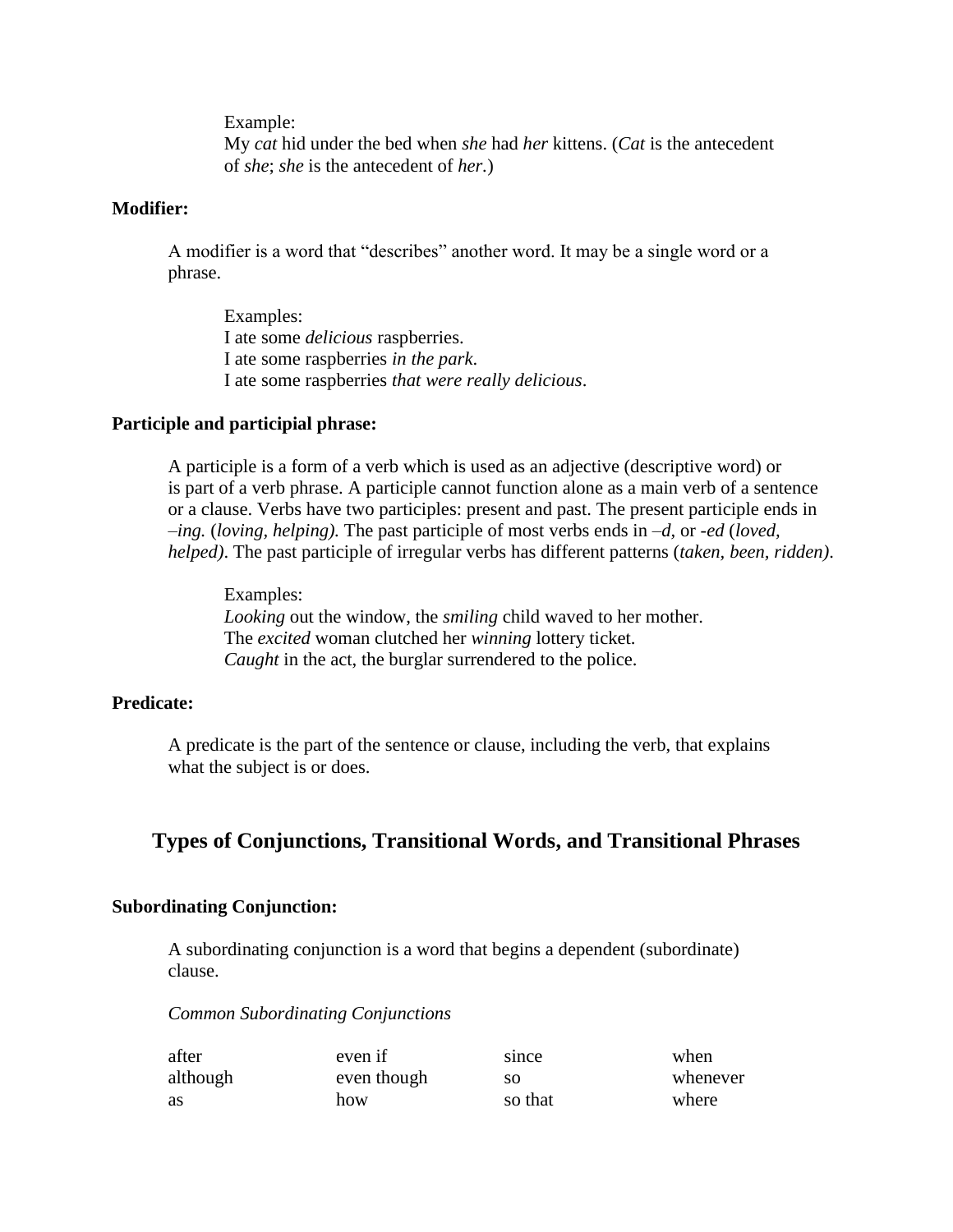Example:
My *cat* hid under the bed when *she* had *her* kittens. (*Cat* is the antecedent of *she*; *she* is the antecedent of *her*.)

**Modifier:**

A modifier is a word that "describes" another word. It may be a single word or a phrase.

Examples:
I ate some *delicious* raspberries.
I ate some raspberries *in the park*.
I ate some raspberries *that were really delicious*.

**Participle and participial phrase:**

A participle is a form of a verb which is used as an adjective (descriptive word) or is part of a verb phrase. A participle cannot function alone as a main verb of a sentence or a clause. Verbs have two participles: present and past. The present participle ends in *–ing.* (*loving, helping).* The past participle of most verbs ends in *–d,* or *-ed* (*loved, helped)*. The past participle of irregular verbs has different patterns (*taken, been, ridden)*.

Examples:
*Looking* out the window, the *smiling* child waved to her mother.
The *excited* woman clutched her *winning* lottery ticket.
*Caught* in the act, the burglar surrendered to the police.

**Predicate:**

A predicate is the part of the sentence or clause, including the verb, that explains what the subject is or does.

## Types of Conjunctions, Transitional Words, and Transitional Phrases

**Subordinating Conjunction:**

A subordinating conjunction is a word that begins a dependent (subordinate) clause.

*Common Subordinating Conjunctions*

| | | | |
|---|---|---|---|
| after | even if | since | when |
| although | even though | so | whenever |
| as | how | so that | where |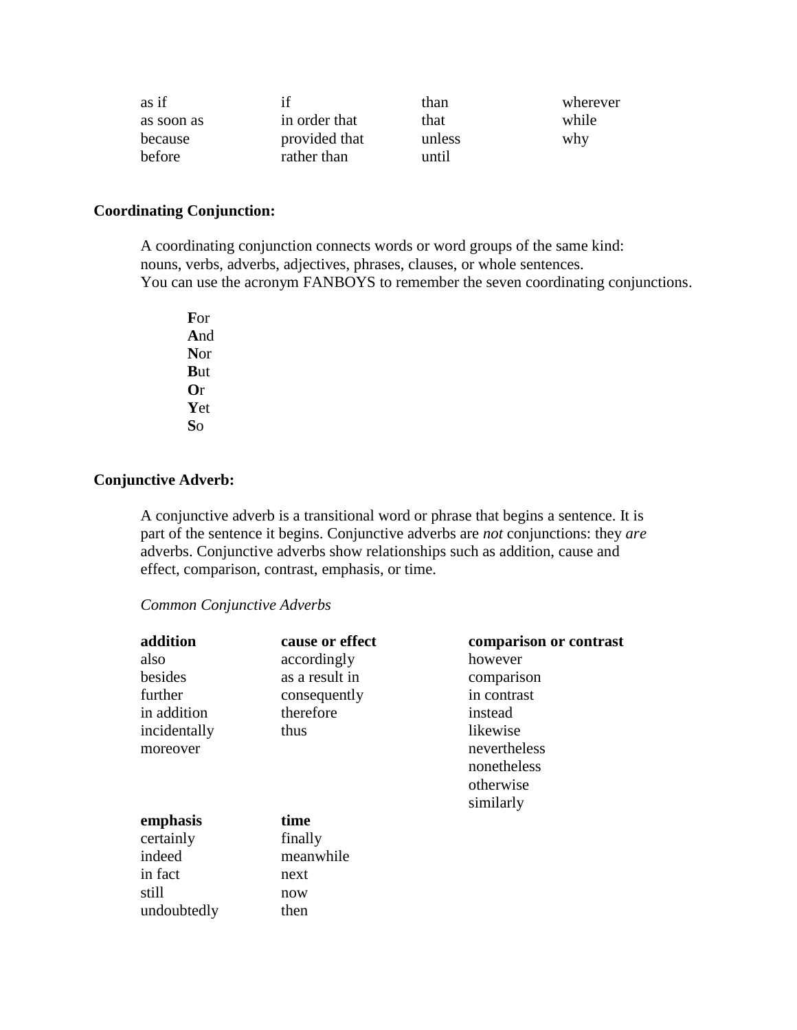| | | | |
|---|---|---|---|
| as if | if | than | wherever |
| as soon as | in order that | that | while |
| because | provided that | unless | why |
| before | rather than | until | |

**Coordinating Conjunction:**

A coordinating conjunction connects words or word groups of the same kind: nouns, verbs, adverbs, adjectives, phrases, clauses, or whole sentences. You can use the acronym FANBOYS to remember the seven coordinating conjunctions.

**F**or
**A**nd
**N**or
**B**ut
**O**r
**Y**et
**S**o

**Conjunctive Adverb:**

A conjunctive adverb is a transitional word or phrase that begins a sentence. It is part of the sentence it begins. Conjunctive adverbs are *not* conjunctions: they *are* adverbs. Conjunctive adverbs show relationships such as addition, cause and effect, comparison, contrast, emphasis, or time.

*Common Conjunctive Adverbs*

| **addition** | **cause or effect** | **comparison or contrast** |
|---|---|---|
| also | accordingly | however |
| besides | as a result in | comparison |
| further | consequently | in contrast |
| in addition | therefore | instead |
| incidentally | thus | likewise |
| moreover | | nevertheless |
| | | nonetheless |
| | | otherwise |
| | | similarly |

| **emphasis** | **time** |
|---|---|
| certainly | finally |
| indeed | meanwhile |
| in fact | next |
| still | now |
| undoubtedly | then |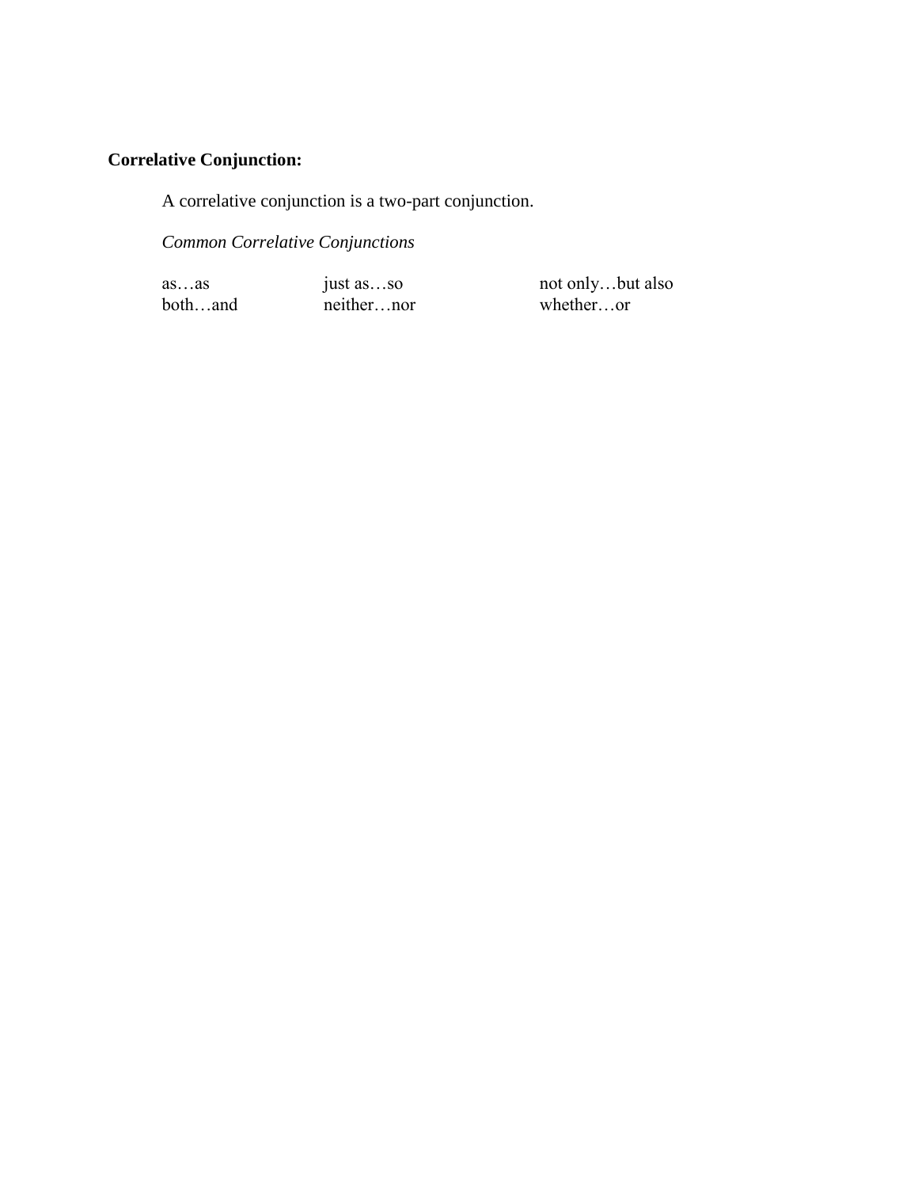**Correlative Conjunction:**

A correlative conjunction is a two-part conjunction.

*Common Correlative Conjunctions*

| | | |
|---|---|---|
| as…as | just as…so | not only…but also |
| both…and | neither…nor | whether…or |